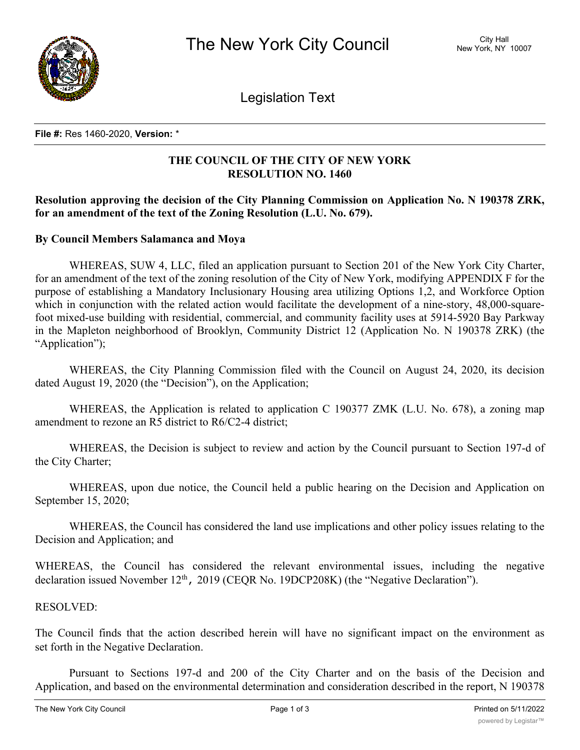**File #:** Res 1460-2020, **Version:** *

**THE COUNCIL OF THE CITY OF NEW YORK**
**RESOLUTION NO. 1460**

**Resolution approving the decision of the City Planning Commission on Application No. N 190378 ZRK, for an amendment of the text of the Zoning Resolution (L.U. No. 679).**

**By Council Members Salamanca and Moya**

WHEREAS, SUW 4, LLC, filed an application pursuant to Section 201 of the New York City Charter, for an amendment of the text of the zoning resolution of the City of New York, modifying APPENDIX F for the purpose of establishing a Mandatory Inclusionary Housing area utilizing Options 1,2, and Workforce Option which in conjunction with the related action would facilitate the development of a nine-story, 48,000-square-foot mixed-use building with residential, commercial, and community facility uses at 5914-5920 Bay Parkway in the Mapleton neighborhood of Brooklyn, Community District 12 (Application No. N 190378 ZRK) (the "Application");

WHEREAS, the City Planning Commission filed with the Council on August 24, 2020, its decision dated August 19, 2020 (the "Decision"), on the Application;

WHEREAS, the Application is related to application C 190377 ZMK (L.U. No. 678), a zoning map amendment to rezone an R5 district to R6/C2-4 district;

WHEREAS, the Decision is subject to review and action by the Council pursuant to Section 197-d of the City Charter;

WHEREAS, upon due notice, the Council held a public hearing on the Decision and Application on September 15, 2020;

WHEREAS, the Council has considered the land use implications and other policy issues relating to the Decision and Application; and

WHEREAS, the Council has considered the relevant environmental issues, including the negative declaration issued November 12th, 2019 (CEQR No. 19DCP208K) (the "Negative Declaration").

RESOLVED:

The Council finds that the action described herein will have no significant impact on the environment as set forth in the Negative Declaration.

Pursuant to Sections 197-d and 200 of the City Charter and on the basis of the Decision and Application, and based on the environmental determination and consideration described in the report, N 190378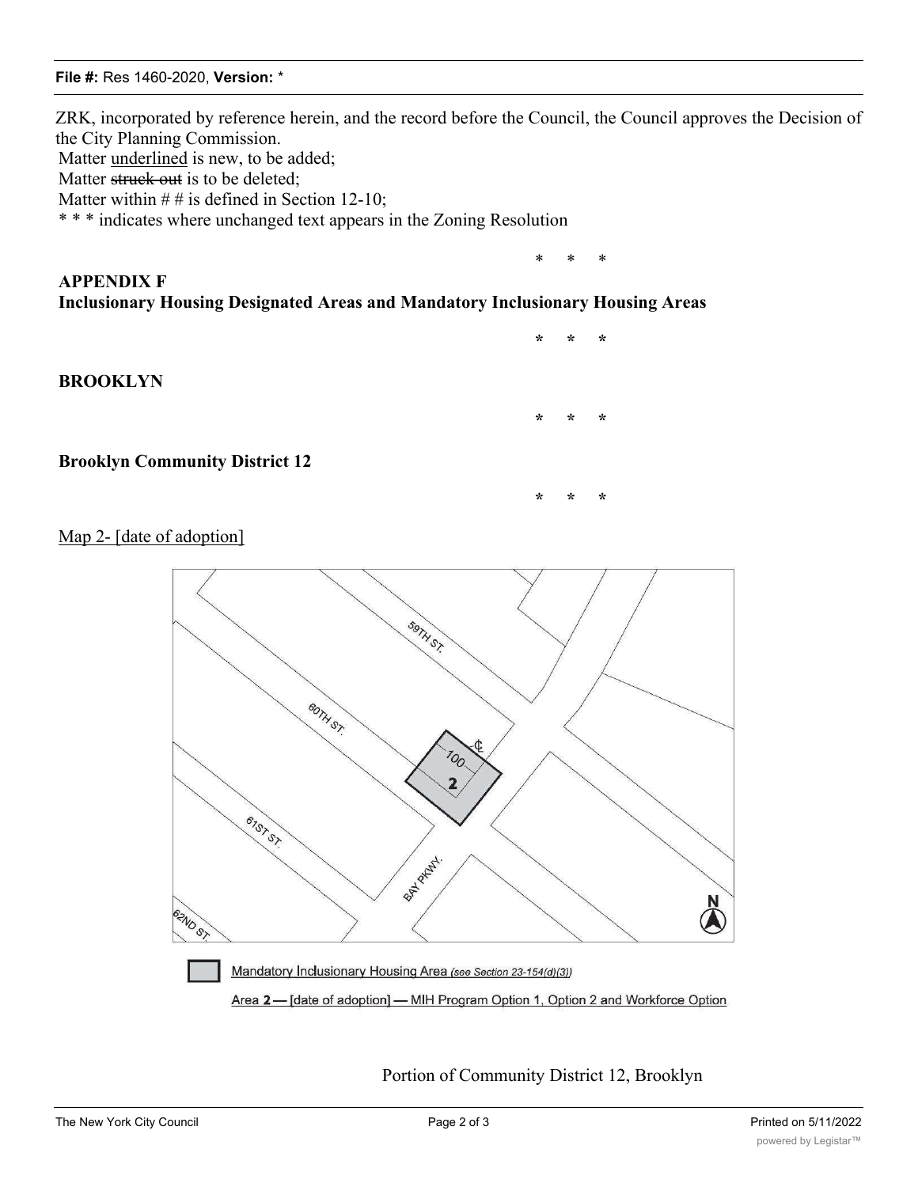ZRK, incorporated by reference herein, and the record before the Council, the Council approves the Decision of the City Planning Commission.

Matter <u>underlined</u> is new, to be added;

Matter ~~struck out~~ is to be deleted;

Matter within # # is defined in Section 12-10;

* * * indicates where unchanged text appears in the Zoning Resolution

* * *

**APPENDIX F**

**Inclusionary Housing Designated Areas and Mandatory Inclusionary Housing Areas**

* * *

**BROOKLYN**

* * *

**Brooklyn Community District 12**

* * *

<u>Map 2- [date of adoption]</u>

59TH ST.

60TH ST.

61ST ST.

62ND ST.

BAY PKWY.

100

2

N

<u>Mandatory Inclusionary Housing Area</u> *<u>(see Section 23-154(d)(3))</u>*

<u>Area **2** — [date of adoption] — MIH Program Option 1, Option 2 and Workforce Option</u>

Portion of Community District 12, Brooklyn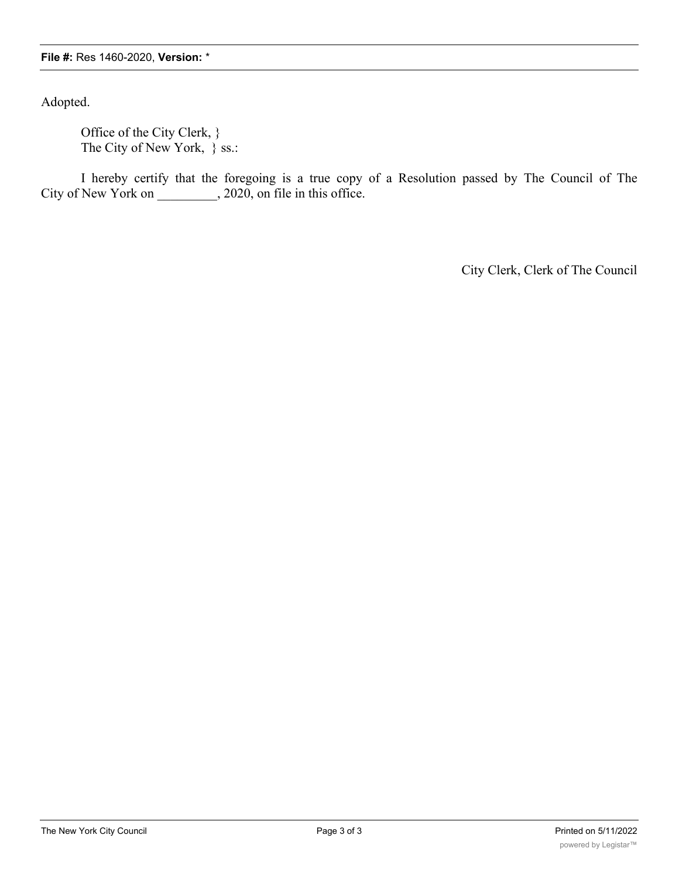Adopted.

Office of the City Clerk, }
The City of New York, } ss.:

I hereby certify that the foregoing is a true copy of a Resolution passed by The Council of The City of New York on _________, 2020, on file in this office.

City Clerk, Clerk of The Council